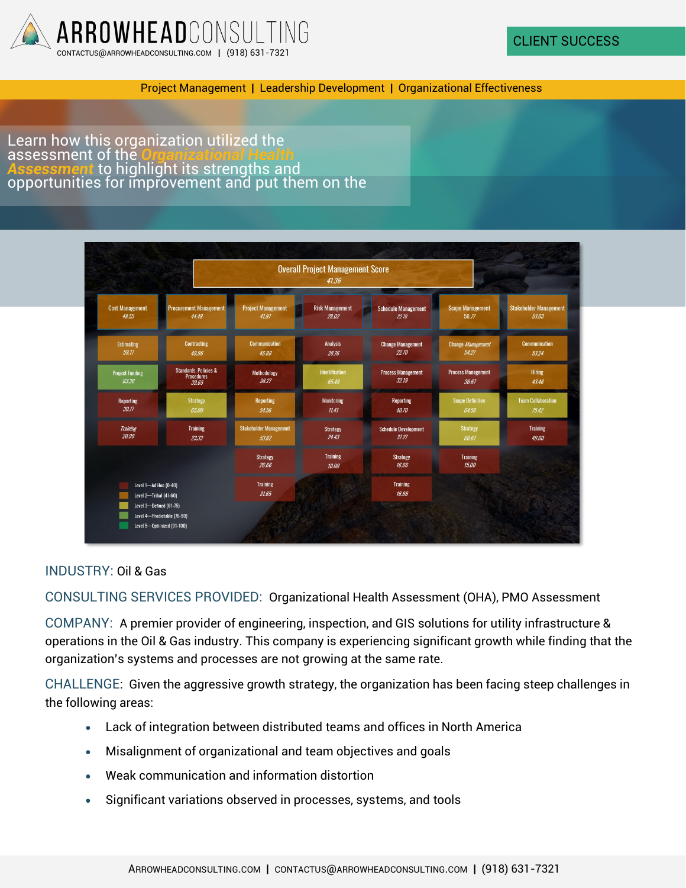# ARROWHEAD CONSULTING

CONTACTUS@ARROWHEADCONSULTING.COM | (918) 631-7321

CLIENT SUCCESS

Project Management | Leadership Development | Organizational Effectiveness

Learn how this organization utilized the assessment of the ***Organizational Health Assessment*** to highlight its strengths and opportunities for improvement and put them on the

**Overall Project Management Score** 41.36

| Cost Management 48.55 | Procurement Management 44.49 | Project Management 41.97 | Risk Management 28.02 | Schedule Management 22.70 | Scope Management 50.77 | Stakeholder Management 53.03 |
|---|---|---|---|---|---|---|
| Estimating 59.17 | Contracting 49.96 | Communication 46.88 | Analysis 28.76 | Change Management 22.70 | Change Management 54.27 | Communication 53.24 |
| Project Funding 83.30 | Standards, Policies & Procedures 39.65 | Methodology 38.27 | Identification 65.49 | Process Management 32.19 | Process Management 36.67 | Hiring 43.46 |
| Reporting 30.77 | Strategy 65.00 | Reporting 54.56 | Monitoring 11.41 | Reporting 40.70 | Scope Definition 64.58 | Team Collaboration 75.42 |
| Training 20.99 | Training 23.33 | Stakeholder Management 53.92 | Strategy 24.43 | Schedule Development 31.27 | Strategy 66.67 | Training 40.00 |
| | | Strategy 26.66 | Training 10.00 | Strategy 16.66 | Training 15.00 | |
| | | Training 31.65 | | Training 16.66 | | |

- Level 1—Ad Hoc (0-40)
- Level 2—Tribal (41-60)
- Level 3—Defined (61-75)
- Level 4—Predictable (76-90)
- Level 5—Optimized (91-100)

INDUSTRY: Oil & Gas

CONSULTING SERVICES PROVIDED: Organizational Health Assessment (OHA), PMO Assessment

COMPANY: A premier provider of engineering, inspection, and GIS solutions for utility infrastructure & operations in the Oil & Gas industry. This company is experiencing significant growth while finding that the organization's systems and processes are not growing at the same rate.

CHALLENGE: Given the aggressive growth strategy, the organization has been facing steep challenges in the following areas:

- Lack of integration between distributed teams and offices in North America
- Misalignment of organizational and team objectives and goals
- Weak communication and information distortion
- Significant variations observed in processes, systems, and tools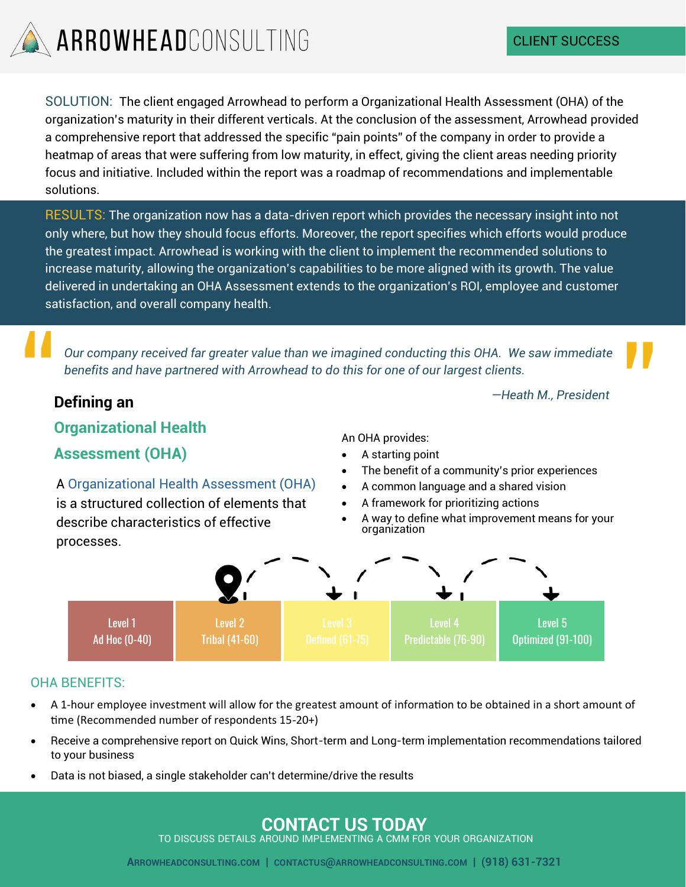CLIENT SUCCESS

SOLUTION: The client engaged Arrowhead to perform a Organizational Health Assessment (OHA) of the organization's maturity in their different verticals. At the conclusion of the assessment, Arrowhead provided a comprehensive report that addressed the specific "pain points" of the company in order to provide a heatmap of areas that were suffering from low maturity, in effect, giving the client areas needing priority focus and initiative. Included within the report was a roadmap of recommendations and implementable solutions.

RESULTS: The organization now has a data-driven report which provides the necessary insight into not only where, but how they should focus efforts. Moreover, the report specifies which efforts would produce the greatest impact. Arrowhead is working with the client to implement the recommended solutions to increase maturity, allowing the organization's capabilities to be more aligned with its growth. The value delivered in undertaking an OHA Assessment extends to the organization's ROI, employee and customer satisfaction, and overall company health.

> *Our company received far greater value than we imagined conducting this OHA. We saw immediate benefits and have partnered with Arrowhead to do this for one of our largest clients.*
>
> *—Heath M., President*

## Defining an Organizational Health Assessment (OHA)

A Organizational Health Assessment (OHA) is a structured collection of elements that describe characteristics of effective processes.

An OHA provides:

- A starting point
- The benefit of a community's prior experiences
- A common language and a shared vision
- A framework for prioritizing actions
- A way to define what improvement means for your organization

Level 1
Ad Hoc (0-40)

Level 2
Tribal (41-60)

Level 3
Defined (61-75)

Level 4
Predictable (76-90)

Level 5
Optimized (91-100)

OHA BENEFITS:

- A 1-hour employee investment will allow for the greatest amount of information to be obtained in a short amount of time (Recommended number of respondents 15-20+)
- Receive a comprehensive report on Quick Wins, Short-term and Long-term implementation recommendations tailored to your business
- Data is not biased, a single stakeholder can't determine/drive the results

## CONTACT US TODAY

TO DISCUSS DETAILS AROUND IMPLEMENTING A CMM FOR YOUR ORGANIZATION

ARROWHEADCONSULTING.COM | CONTACTUS@ARROWHEADCONSULTING.COM | (918) 631-7321